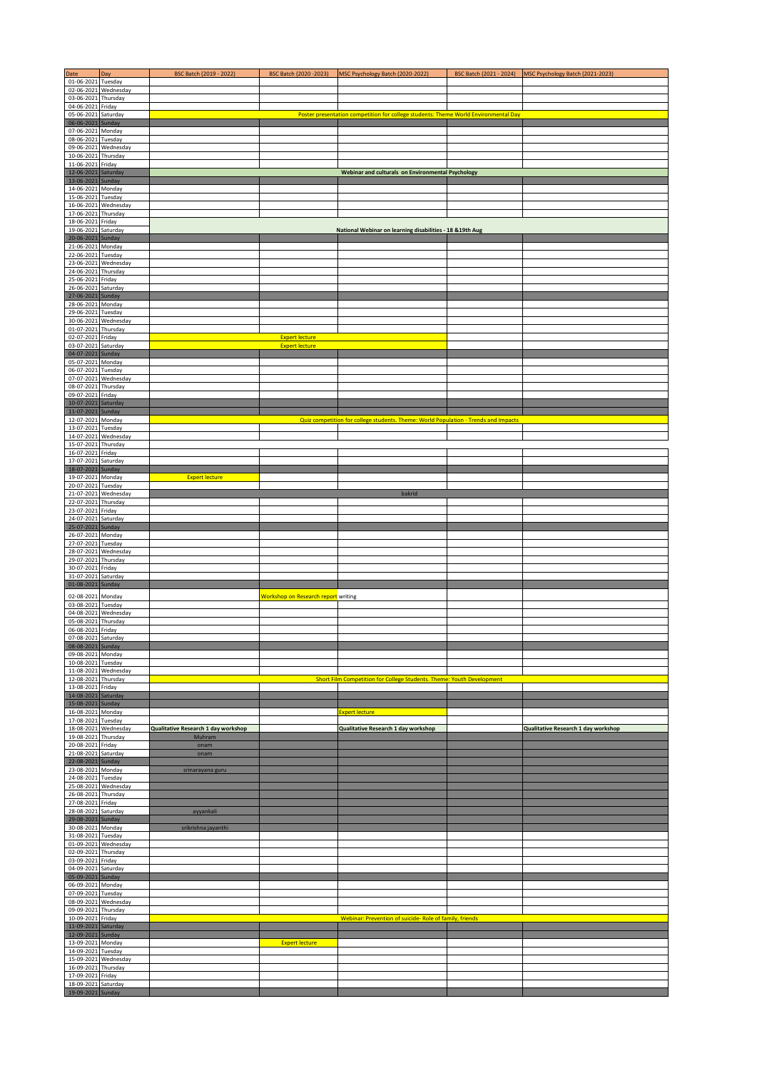| Date | Day | BSC Batch (2019 - 2022) | BSC Batch (2020 -2023) | MSC Psychology Batch (2020-2022) | BSC Batch (2021 - 2024) | MSC Psychology Batch (2021-2023) |
|---|---|---|---|---|---|---|
| 01-06-2021 | Tuesday | | | | | |
| 02-06-2021 | Wednesday | | | | | |
| 03-06-2021 | Thursday | | | | | |
| 04-06-2021 | Friday | | | | | |
| 05-06-2021 | Saturday | | | Poster presentation competition for college students: Theme World Environmental Day | | |
| 06-06-2021 | Sunday | | | | | |
| 07-06-2021 | Monday | | | | | |
| 08-06-2021 | Tuesday | | | | | |
| 09-06-2021 | Wednesday | | | | | |
| 10-06-2021 | Thursday | | | | | |
| 11-06-2021 | Friday | | | | | |
| 12-06-2021 | Saturday | | | **Webinar and culturals on Environmental Psychology** | | |
| 13-06-2021 | Sunday | | | | | |
| 14-06-2021 | Monday | | | | | |
| 15-06-2021 | Tuesday | | | | | |
| 16-06-2021 | Wednesday | | | | | |
| 17-06-2021 | Thursday | | | | | |
| 18-06-2021 | Friday | | | | | |
| 19-06-2021 | Saturday | | | **National Webinar on learning disabilities - 18 &19th Aug** | | |
| 20-06-2021 | Sunday | | | | | |
| 21-06-2021 | Monday | | | | | |
| 22-06-2021 | Tuesday | | | | | |
| 23-06-2021 | Wednesday | | | | | |
| 24-06-2021 | Thursday | | | | | |
| 25-06-2021 | Friday | | | | | |
| 26-06-2021 | Saturday | | | | | |
| 27-06-2021 | Sunday | | | | | |
| 28-06-2021 | Monday | | | | | |
| 29-06-2021 | Tuesday | | | | | |
| 30-06-2021 | Wednesday | | | | | |
| 01-07-2021 | Thursday | | | | | |
| 02-07-2021 | Friday | | Expert lecture | | | |
| 03-07-2021 | Saturday | | Expert lecture | | | |
| 04-07-2021 | Sunday | | | | | |
| 05-07-2021 | Monday | | | | | |
| 06-07-2021 | Tuesday | | | | | |
| 07-07-2021 | Wednesday | | | | | |
| 08-07-2021 | Thursday | | | | | |
| 09-07-2021 | Friday | | | | | |
| 10-07-2021 | Saturday | | | | | |
| 11-07-2021 | Sunday | | | | | |
| 12-07-2021 | Monday | | | Quiz competition for college students. Theme: World Population - Trends and Impacts | | |
| 13-07-2021 | Tuesday | | | | | |
| 14-07-2021 | Wednesday | | | | | |
| 15-07-2021 | Thursday | | | | | |
| 16-07-2021 | Friday | | | | | |
| 17-07-2021 | Saturday | | | | | |
| 18-07-2021 | Sunday | | | | | |
| 19-07-2021 | Monday | Expert lecture | | | | |
| 20-07-2021 | Tuesday | | | | | |
| 21-07-2021 | Wednesday | | | bakrid | | |
| 22-07-2021 | Thursday | | | | | |
| 23-07-2021 | Friday | | | | | |
| 24-07-2021 | Saturday | | | | | |
| 25-07-2021 | Sunday | | | | | |
| 26-07-2021 | Monday | | | | | |
| 27-07-2021 | Tuesday | | | | | |
| 28-07-2021 | Wednesday | | | | | |
| 29-07-2021 | Thursday | | | | | |
| 30-07-2021 | Friday | | | | | |
| 31-07-2021 | Saturday | | | | | |
| 01-08-2021 | Sunday | | | | | |
| 02-08-2021 | Monday | | Workshop on Research report writing | | | |
| 03-08-2021 | Tuesday | | | | | |
| 04-08-2021 | Wednesday | | | | | |
| 05-08-2021 | Thursday | | | | | |
| 06-08-2021 | Friday | | | | | |
| 07-08-2021 | Saturday | | | | | |
| 08-08-2021 | Sunday | | | | | |
| 09-08-2021 | Monday | | | | | |
| 10-08-2021 | Tuesday | | | | | |
| 11-08-2021 | Wednesday | | | | | |
| 12-08-2021 | Thursday | | | Short Film Competition for College Students. Theme: Youth Development | | |
| 13-08-2021 | Friday | | | | | |
| 14-08-2021 | Saturday | | | | | |
| 15-08-2021 | Sunday | | | | | |
| 16-08-2021 | Monday | | | Expert lecture | | |
| 17-08-2021 | Tuesday | | | | | |
| 18-08-2021 | Wednesday | **Qualitative Research 1 day workshop** | | **Qualitative Research 1 day workshop** | | **Qualitative Research 1 day workshop** |
| 19-08-2021 | Thursday | Muhram | | | | |
| 20-08-2021 | Friday | onam | | | | |
| 21-08-2021 | Saturday | onam | | | | |
| 22-08-2021 | Sunday | | | | | |
| 23-08-2021 | Monday | srinarayana guru | | | | |
| 24-08-2021 | Tuesday | | | | | |
| 25-08-2021 | Wednesday | | | | | |
| 26-08-2021 | Thursday | | | | | |
| 27-08-2021 | Friday | | | | | |
| 28-08-2021 | Saturday | ayyankali | | | | |
| 29-08-2021 | Sunday | | | | | |
| 30-08-2021 | Monday | srikrishna jayanthi | | | | |
| 31-08-2021 | Tuesday | | | | | |
| 01-09-2021 | Wednesday | | | | | |
| 02-09-2021 | Thursday | | | | | |
| 03-09-2021 | Friday | | | | | |
| 04-09-2021 | Saturday | | | | | |
| 05-09-2021 | Sunday | | | | | |
| 06-09-2021 | Monday | | | | | |
| 07-09-2021 | Tuesday | | | | | |
| 08-09-2021 | Wednesday | | | | | |
| 09-09-2021 | Thursday | | | | | |
| 10-09-2021 | Friday | | | Webinar: Prevention of suicide- Role of family, friends | | |
| 11-09-2021 | Saturday | | | | | |
| 12-09-2021 | Sunday | | | | | |
| 13-09-2021 | Monday | | Expert lecture | | | |
| 14-09-2021 | Tuesday | | | | | |
| 15-09-2021 | Wednesday | | | | | |
| 16-09-2021 | Thursday | | | | | |
| 17-09-2021 | Friday | | | | | |
| 18-09-2021 | Saturday | | | | | |
| 19-09-2021 | Sunday | | | | | |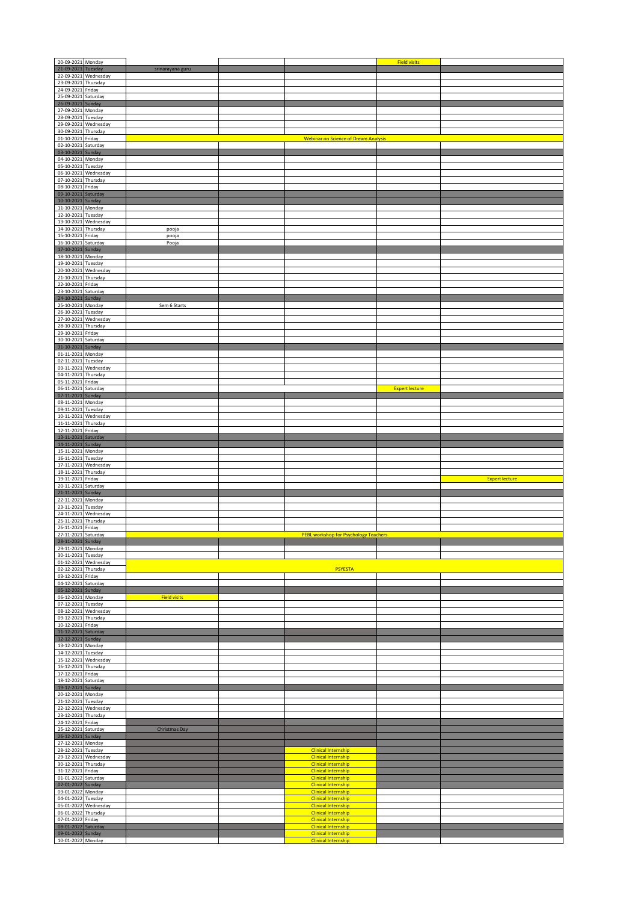| | | | | | | |
|---|---|---|---|---|---|---|
| 20-09-2021 | Monday | | | | Field visits | |
| 21-09-2021 | Tuesday | srinarayana guru | | | | |
| 22-09-2021 | Wednesday | | | | | |
| 23-09-2021 | Thursday | | | | | |
| 24-09-2021 | Friday | | | | | |
| 25-09-2021 | Saturday | | | | | |
| 26-09-2021 | Sunday | | | | | |
| 27-09-2021 | Monday | | | | | |
| 28-09-2021 | Tuesday | | | | | |
| 29-09-2021 | Wednesday | | | | | |
| 30-09-2021 | Thursday | | | | | |
| 01-10-2021 | Friday | | | Webinar on Science of Dream Analysis | | |
| 02-10-2021 | Saturday | | | | | |
| 03-10-2021 | Sunday | | | | | |
| 04-10-2021 | Monday | | | | | |
| 05-10-2021 | Tuesday | | | | | |
| 06-10-2021 | Wednesday | | | | | |
| 07-10-2021 | Thursday | | | | | |
| 08-10-2021 | Friday | | | | | |
| 09-10-2021 | Saturday | | | | | |
| 10-10-2021 | Sunday | | | | | |
| 11-10-2021 | Monday | | | | | |
| 12-10-2021 | Tuesday | | | | | |
| 13-10-2021 | Wednesday | | | | | |
| 14-10-2021 | Thursday | pooja | | | | |
| 15-10-2021 | Friday | pooja | | | | |
| 16-10-2021 | Saturday | Pooja | | | | |
| 17-10-2021 | Sunday | | | | | |
| 18-10-2021 | Monday | | | | | |
| 19-10-2021 | Tuesday | | | | | |
| 20-10-2021 | Wednesday | | | | | |
| 21-10-2021 | Thursday | | | | | |
| 22-10-2021 | Friday | | | | | |
| 23-10-2021 | Saturday | | | | | |
| 24-10-2021 | Sunday | | | | | |
| 25-10-2021 | Monday | Sem 6 Starts | | | | |
| 26-10-2021 | Tuesday | | | | | |
| 27-10-2021 | Wednesday | | | | | |
| 28-10-2021 | Thursday | | | | | |
| 29-10-2021 | Friday | | | | | |
| 30-10-2021 | Saturday | | | | | |
| 31-10-2021 | Sunday | | | | | |
| 01-11-2021 | Monday | | | | | |
| 02-11-2021 | Tuesday | | | | | |
| 03-11-2021 | Wednesday | | | | | |
| 04-11-2021 | Thursday | | | | | |
| 05-11-2021 | Friday | | | | | |
| 06-11-2021 | Saturday | | | | Expert lecture | |
| 07-11-2021 | Sunday | | | | | |
| 08-11-2021 | Monday | | | | | |
| 09-11-2021 | Tuesday | | | | | |
| 10-11-2021 | Wednesday | | | | | |
| 11-11-2021 | Thursday | | | | | |
| 12-11-2021 | Friday | | | | | |
| 13-11-2021 | Saturday | | | | | |
| 14-11-2021 | Sunday | | | | | |
| 15-11-2021 | Monday | | | | | |
| 16-11-2021 | Tuesday | | | | | |
| 17-11-2021 | Wednesday | | | | | |
| 18-11-2021 | Thursday | | | | | |
| 19-11-2021 | Friday | | | | | Expert lecture |
| 20-11-2021 | Saturday | | | | | |
| 21-11-2021 | Sunday | | | | | |
| 22-11-2021 | Monday | | | | | |
| 23-11-2021 | Tuesday | | | | | |
| 24-11-2021 | Wednesday | | | | | |
| 25-11-2021 | Thursday | | | | | |
| 26-11-2021 | Friday | | | | | |
| 27-11-2021 | Saturday | | | PEBL workshop for Psychology Teachers | | |
| 28-11-2021 | Sunday | | | | | |
| 29-11-2021 | Monday | | | | | |
| 30-11-2021 | Tuesday | | | | | |
| 01-12-2021 | Wednesday | | | PSYESTA | | |
| 02-12-2021 | Thursday | | | | | |
| 03-12-2021 | Friday | | | | | |
| 04-12-2021 | Saturday | | | | | |
| 05-12-2021 | Sunday | | | | | |
| 06-12-2021 | Monday | Field visits | | | | |
| 07-12-2021 | Tuesday | | | | | |
| 08-12-2021 | Wednesday | | | | | |
| 09-12-2021 | Thursday | | | | | |
| 10-12-2021 | Friday | | | | | |
| 11-12-2021 | Saturday | | | | | |
| 12-12-2021 | Sunday | | | | | |
| 13-12-2021 | Monday | | | | | |
| 14-12-2021 | Tuesday | | | | | |
| 15-12-2021 | Wednesday | | | | | |
| 16-12-2021 | Thursday | | | | | |
| 17-12-2021 | Friday | | | | | |
| 18-12-2021 | Saturday | | | | | |
| 19-12-2021 | Sunday | | | | | |
| 20-12-2021 | Monday | | | | | |
| 21-12-2021 | Tuesday | | | | | |
| 22-12-2021 | Wednesday | | | | | |
| 23-12-2021 | Thursday | | | | | |
| 24-12-2021 | Friday | | | | | |
| 25-12-2021 | Saturday | Christmas Day | | | | |
| 26-12-2021 | Sunday | | | | | |
| 27-12-2021 | Monday | | | | | |
| 28-12-2021 | Tuesday | | | Clinical Internship | | |
| 29-12-2021 | Wednesday | | | Clinical Internship | | |
| 30-12-2021 | Thursday | | | Clinical Internship | | |
| 31-12-2021 | Friday | | | Clinical Internship | | |
| 01-01-2022 | Saturday | | | Clinical Internship | | |
| 02-01-2022 | Sunday | | | Clinical Internship | | |
| 03-01-2022 | Monday | | | Clinical Internship | | |
| 04-01-2022 | Tuesday | | | Clinical Internship | | |
| 05-01-2022 | Wednesday | | | Clinical Internship | | |
| 06-01-2022 | Thursday | | | Clinical Internship | | |
| 07-01-2022 | Friday | | | Clinical Internship | | |
| 08-01-2022 | Saturday | | | Clinical Internship | | |
| 09-01-2022 | Sunday | | | Clinical Internship | | |
| 10-01-2022 | Monday | | | Clinical Internship | | |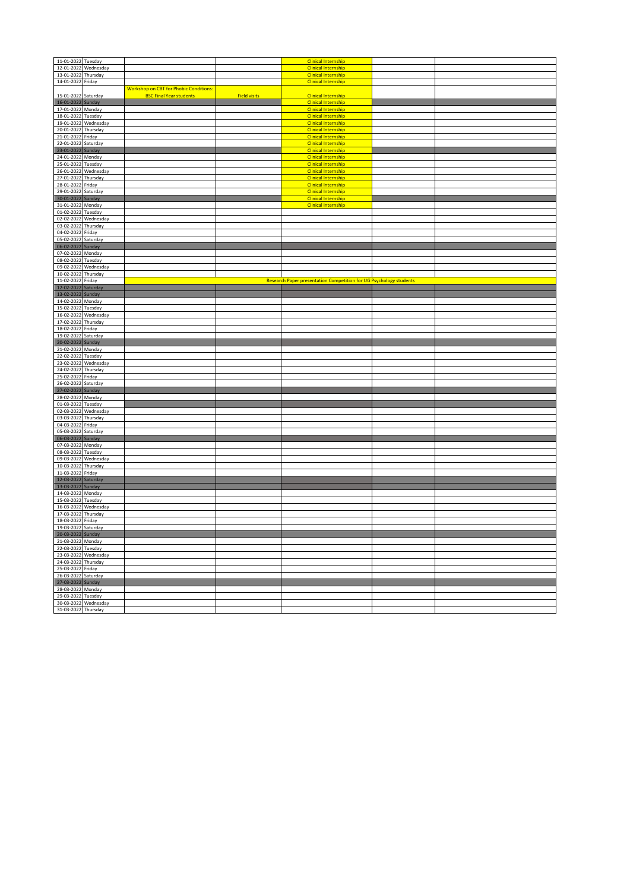| | | | | | | |
|---|---|---|---|---|---|---|
| 11-01-2022 | Tuesday | | | Clinical Internship | | |
| 12-01-2022 | Wednesday | | | Clinical Internship | | |
| 13-01-2022 | Thursday | | | Clinical Internship | | |
| 14-01-2022 | Friday | | | Clinical Internship | | |
| 15-01-2022 | Saturday | Workshop on CBT for Phobic Conditions: BSC Final Year students | Field visits | Clinical Internship | | |
| 16-01-2022 | Sunday | | | Clinical Internship | | |
| 17-01-2022 | Monday | | | Clinical Internship | | |
| 18-01-2022 | Tuesday | | | Clinical Internship | | |
| 19-01-2022 | Wednesday | | | Clinical Internship | | |
| 20-01-2022 | Thursday | | | Clinical Internship | | |
| 21-01-2022 | Friday | | | Clinical Internship | | |
| 22-01-2022 | Saturday | | | Clinical Internship | | |
| 23-01-2022 | Sunday | | | Clinical Internship | | |
| 24-01-2022 | Monday | | | Clinical Internship | | |
| 25-01-2022 | Tuesday | | | Clinical Internship | | |
| 26-01-2022 | Wednesday | | | Clinical Internship | | |
| 27-01-2022 | Thursday | | | Clinical Internship | | |
| 28-01-2022 | Friday | | | Clinical Internship | | |
| 29-01-2022 | Saturday | | | Clinical Internship | | |
| 30-01-2022 | Sunday | | | Clinical Internship | | |
| 31-01-2022 | Monday | | | Clinical Internship | | |
| 01-02-2022 | Tuesday | | | | | |
| 02-02-2022 | Wednesday | | | | | |
| 03-02-2022 | Thursday | | | | | |
| 04-02-2022 | Friday | | | | | |
| 05-02-2022 | Saturday | | | | | |
| 06-02-2022 | Sunday | | | | | |
| 07-02-2022 | Monday | | | | | |
| 08-02-2022 | Tuesday | | | | | |
| 09-02-2022 | Wednesday | | | | | |
| 10-02-2022 | Thursday | | | | | |
| 11-02-2022 | Friday | Research Paper presentation Competition for UG Psychology students | | | | |
| 12-02-2022 | Saturday | | | | | |
| 13-02-2022 | Sunday | | | | | |
| 14-02-2022 | Monday | | | | | |
| 15-02-2022 | Tuesday | | | | | |
| 16-02-2022 | Wednesday | | | | | |
| 17-02-2022 | Thursday | | | | | |
| 18-02-2022 | Friday | | | | | |
| 19-02-2022 | Saturday | | | | | |
| 20-02-2022 | Sunday | | | | | |
| 21-02-2022 | Monday | | | | | |
| 22-02-2022 | Tuesday | | | | | |
| 23-02-2022 | Wednesday | | | | | |
| 24-02-2022 | Thursday | | | | | |
| 25-02-2022 | Friday | | | | | |
| 26-02-2022 | Saturday | | | | | |
| 27-02-2022 | Sunday | | | | | |
| 28-02-2022 | Monday | | | | | |
| 01-03-2022 | Tuesday | | | | | |
| 02-03-2022 | Wednesday | | | | | |
| 03-03-2022 | Thursday | | | | | |
| 04-03-2022 | Friday | | | | | |
| 05-03-2022 | Saturday | | | | | |
| 06-03-2022 | Sunday | | | | | |
| 07-03-2022 | Monday | | | | | |
| 08-03-2022 | Tuesday | | | | | |
| 09-03-2022 | Wednesday | | | | | |
| 10-03-2022 | Thursday | | | | | |
| 11-03-2022 | Friday | | | | | |
| 12-03-2022 | Saturday | | | | | |
| 13-03-2022 | Sunday | | | | | |
| 14-03-2022 | Monday | | | | | |
| 15-03-2022 | Tuesday | | | | | |
| 16-03-2022 | Wednesday | | | | | |
| 17-03-2022 | Thursday | | | | | |
| 18-03-2022 | Friday | | | | | |
| 19-03-2022 | Saturday | | | | | |
| 20-03-2022 | Sunday | | | | | |
| 21-03-2022 | Monday | | | | | |
| 22-03-2022 | Tuesday | | | | | |
| 23-03-2022 | Wednesday | | | | | |
| 24-03-2022 | Thursday | | | | | |
| 25-03-2022 | Friday | | | | | |
| 26-03-2022 | Saturday | | | | | |
| 27-03-2022 | Sunday | | | | | |
| 28-03-2022 | Monday | | | | | |
| 29-03-2022 | Tuesday | | | | | |
| 30-03-2022 | Wednesday | | | | | |
| 31-03-2022 | Thursday | | | | | |